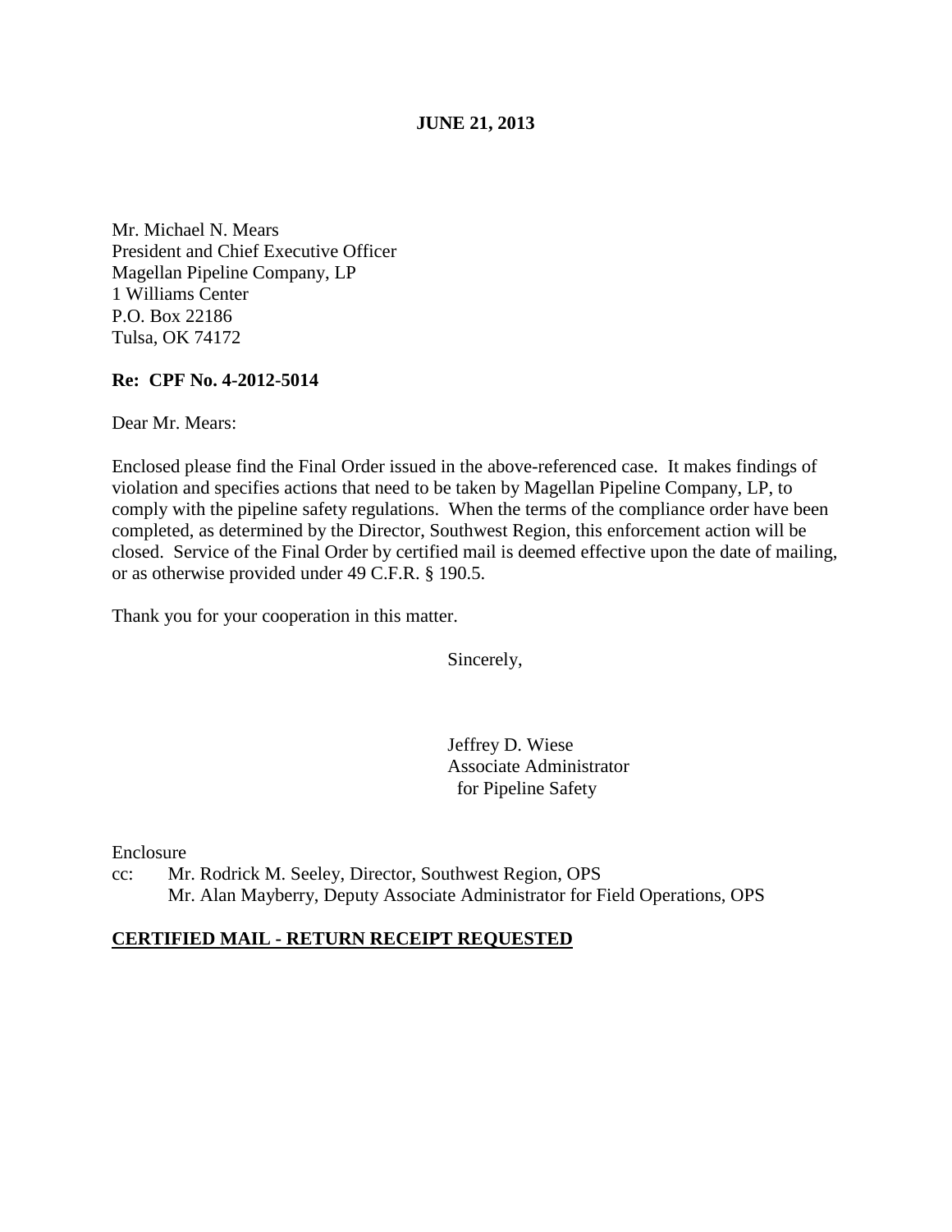**JUNE 21, 2013**

Mr. Michael N. Mears
President and Chief Executive Officer
Magellan Pipeline Company, LP
1 Williams Center
P.O. Box 22186
Tulsa, OK 74172

**Re: CPF No. 4-2012-5014**

Dear Mr. Mears:

Enclosed please find the Final Order issued in the above-referenced case. It makes findings of violation and specifies actions that need to be taken by Magellan Pipeline Company, LP, to comply with the pipeline safety regulations. When the terms of the compliance order have been completed, as determined by the Director, Southwest Region, this enforcement action will be closed. Service of the Final Order by certified mail is deemed effective upon the date of mailing, or as otherwise provided under 49 C.F.R. § 190.5.

Thank you for your cooperation in this matter.

Sincerely,

Jeffrey D. Wiese
Associate Administrator
for Pipeline Safety

Enclosure

cc: Mr. Rodrick M. Seeley, Director, Southwest Region, OPS
Mr. Alan Mayberry, Deputy Associate Administrator for Field Operations, OPS

**CERTIFIED MAIL - RETURN RECEIPT REQUESTED**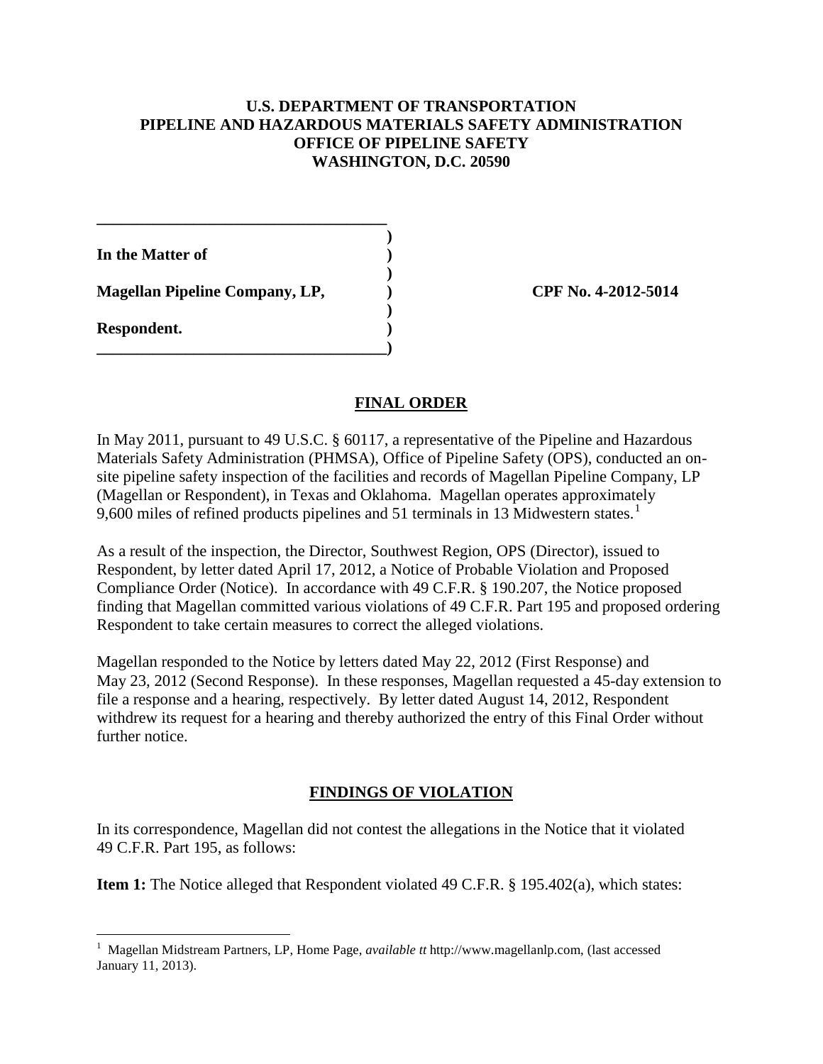**U.S. DEPARTMENT OF TRANSPORTATION**
**PIPELINE AND HAZARDOUS MATERIALS SAFETY ADMINISTRATION**
**OFFICE OF PIPELINE SAFETY**
**WASHINGTON, D.C. 20590**

| | | |
|---|---|---|
| **In the Matter of** | ) | |
| **Magellan Pipeline Company, LP,** | ) | **CPF No. 4-2012-5014** |
| **Respondent.** | ) | |

## FINAL ORDER

In May 2011, pursuant to 49 U.S.C. § 60117, a representative of the Pipeline and Hazardous Materials Safety Administration (PHMSA), Office of Pipeline Safety (OPS), conducted an on-site pipeline safety inspection of the facilities and records of Magellan Pipeline Company, LP (Magellan or Respondent), in Texas and Oklahoma. Magellan operates approximately 9,600 miles of refined products pipelines and 51 terminals in 13 Midwestern states.[1]

As a result of the inspection, the Director, Southwest Region, OPS (Director), issued to Respondent, by letter dated April 17, 2012, a Notice of Probable Violation and Proposed Compliance Order (Notice). In accordance with 49 C.F.R. § 190.207, the Notice proposed finding that Magellan committed various violations of 49 C.F.R. Part 195 and proposed ordering Respondent to take certain measures to correct the alleged violations.

Magellan responded to the Notice by letters dated May 22, 2012 (First Response) and May 23, 2012 (Second Response). In these responses, Magellan requested a 45-day extension to file a response and a hearing, respectively. By letter dated August 14, 2012, Respondent withdrew its request for a hearing and thereby authorized the entry of this Final Order without further notice.

## FINDINGS OF VIOLATION

In its correspondence, Magellan did not contest the allegations in the Notice that it violated 49 C.F.R. Part 195, as follows:

**Item 1:** The Notice alleged that Respondent violated 49 C.F.R. § 195.402(a), which states:

---

[1] Magellan Midstream Partners, LP, Home Page, *available tt* http://www.magellanlp.com, (last accessed January 11, 2013).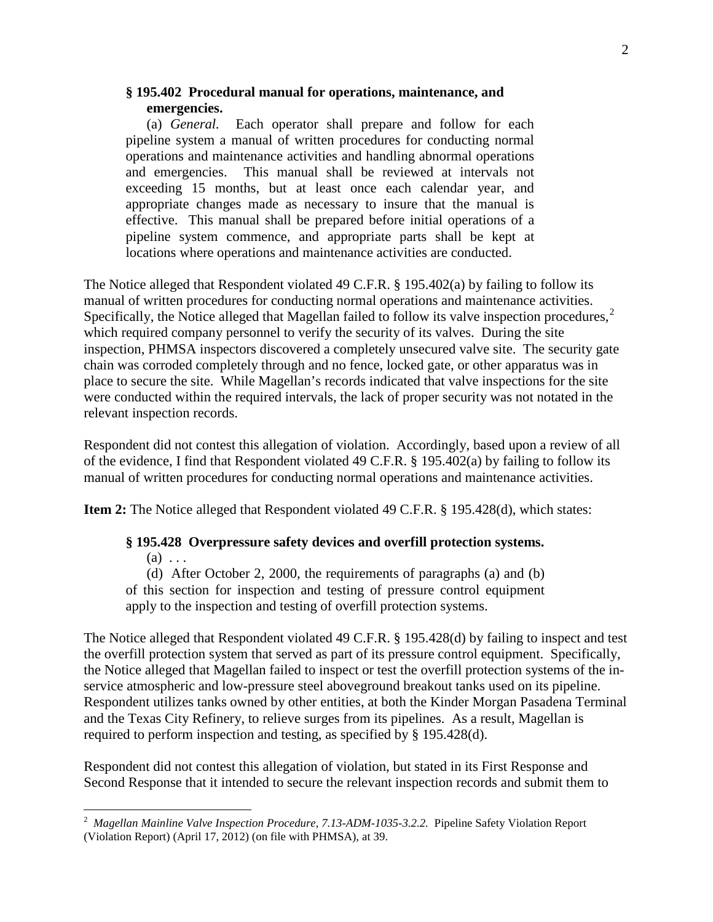> **§ 195.402 Procedural manual for operations, maintenance, and emergencies.**
>
> (a) *General.* Each operator shall prepare and follow for each pipeline system a manual of written procedures for conducting normal operations and maintenance activities and handling abnormal operations and emergencies. This manual shall be reviewed at intervals not exceeding 15 months, but at least once each calendar year, and appropriate changes made as necessary to insure that the manual is effective. This manual shall be prepared before initial operations of a pipeline system commence, and appropriate parts shall be kept at locations where operations and maintenance activities are conducted.

The Notice alleged that Respondent violated 49 C.F.R. § 195.402(a) by failing to follow its manual of written procedures for conducting normal operations and maintenance activities. Specifically, the Notice alleged that Magellan failed to follow its valve inspection procedures,[2] which required company personnel to verify the security of its valves. During the site inspection, PHMSA inspectors discovered a completely unsecured valve site. The security gate chain was corroded completely through and no fence, locked gate, or other apparatus was in place to secure the site. While Magellan's records indicated that valve inspections for the site were conducted within the required intervals, the lack of proper security was not notated in the relevant inspection records.

Respondent did not contest this allegation of violation. Accordingly, based upon a review of all of the evidence, I find that Respondent violated 49 C.F.R. § 195.402(a) by failing to follow its manual of written procedures for conducting normal operations and maintenance activities.

**Item 2:** The Notice alleged that Respondent violated 49 C.F.R. § 195.428(d), which states:

> **§ 195.428 Overpressure safety devices and overfill protection systems.**
>
> (a) . . .
>
> (d) After October 2, 2000, the requirements of paragraphs (a) and (b) of this section for inspection and testing of pressure control equipment apply to the inspection and testing of overfill protection systems.

The Notice alleged that Respondent violated 49 C.F.R. § 195.428(d) by failing to inspect and test the overfill protection system that served as part of its pressure control equipment. Specifically, the Notice alleged that Magellan failed to inspect or test the overfill protection systems of the in-service atmospheric and low-pressure steel aboveground breakout tanks used on its pipeline. Respondent utilizes tanks owned by other entities, at both the Kinder Morgan Pasadena Terminal and the Texas City Refinery, to relieve surges from its pipelines. As a result, Magellan is required to perform inspection and testing, as specified by § 195.428(d).

Respondent did not contest this allegation of violation, but stated in its First Response and Second Response that it intended to secure the relevant inspection records and submit them to

---

[2] *Magellan Mainline Valve Inspection Procedure, 7.13-ADM-1035-3.2.2.* Pipeline Safety Violation Report (Violation Report) (April 17, 2012) (on file with PHMSA), at 39.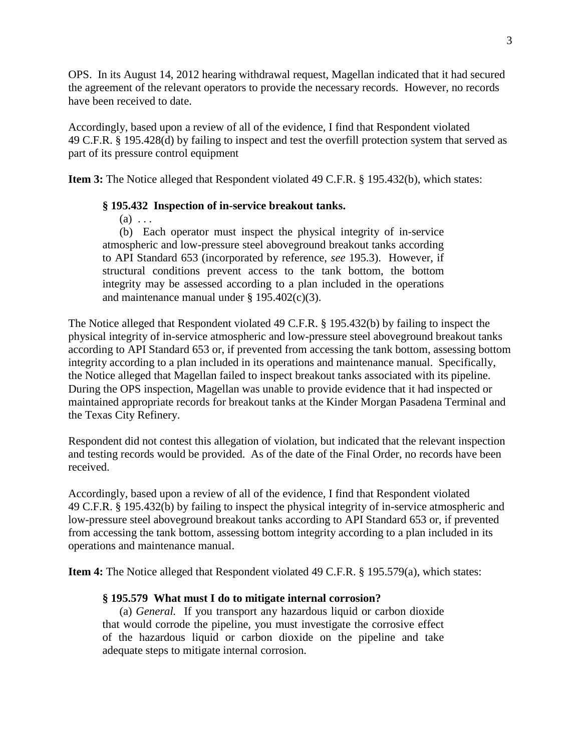OPS. In its August 14, 2012 hearing withdrawal request, Magellan indicated that it had secured the agreement of the relevant operators to provide the necessary records. However, no records have been received to date.

Accordingly, based upon a review of all of the evidence, I find that Respondent violated 49 C.F.R. § 195.428(d) by failing to inspect and test the overfill protection system that served as part of its pressure control equipment

**Item 3:** The Notice alleged that Respondent violated 49 C.F.R. § 195.432(b), which states:

> **§ 195.432 Inspection of in-service breakout tanks.**
>
> (a) . . .
>
> (b) Each operator must inspect the physical integrity of in-service atmospheric and low-pressure steel aboveground breakout tanks according to API Standard 653 (incorporated by reference, *see* 195.3). However, if structural conditions prevent access to the tank bottom, the bottom integrity may be assessed according to a plan included in the operations and maintenance manual under § 195.402(c)(3).

The Notice alleged that Respondent violated 49 C.F.R. § 195.432(b) by failing to inspect the physical integrity of in-service atmospheric and low-pressure steel aboveground breakout tanks according to API Standard 653 or, if prevented from accessing the tank bottom, assessing bottom integrity according to a plan included in its operations and maintenance manual. Specifically, the Notice alleged that Magellan failed to inspect breakout tanks associated with its pipeline. During the OPS inspection, Magellan was unable to provide evidence that it had inspected or maintained appropriate records for breakout tanks at the Kinder Morgan Pasadena Terminal and the Texas City Refinery.

Respondent did not contest this allegation of violation, but indicated that the relevant inspection and testing records would be provided. As of the date of the Final Order, no records have been received.

Accordingly, based upon a review of all of the evidence, I find that Respondent violated 49 C.F.R. § 195.432(b) by failing to inspect the physical integrity of in-service atmospheric and low-pressure steel aboveground breakout tanks according to API Standard 653 or, if prevented from accessing the tank bottom, assessing bottom integrity according to a plan included in its operations and maintenance manual.

**Item 4:** The Notice alleged that Respondent violated 49 C.F.R. § 195.579(a), which states:

> **§ 195.579 What must I do to mitigate internal corrosion?**
>
> (a) *General.* If you transport any hazardous liquid or carbon dioxide that would corrode the pipeline, you must investigate the corrosive effect of the hazardous liquid or carbon dioxide on the pipeline and take adequate steps to mitigate internal corrosion.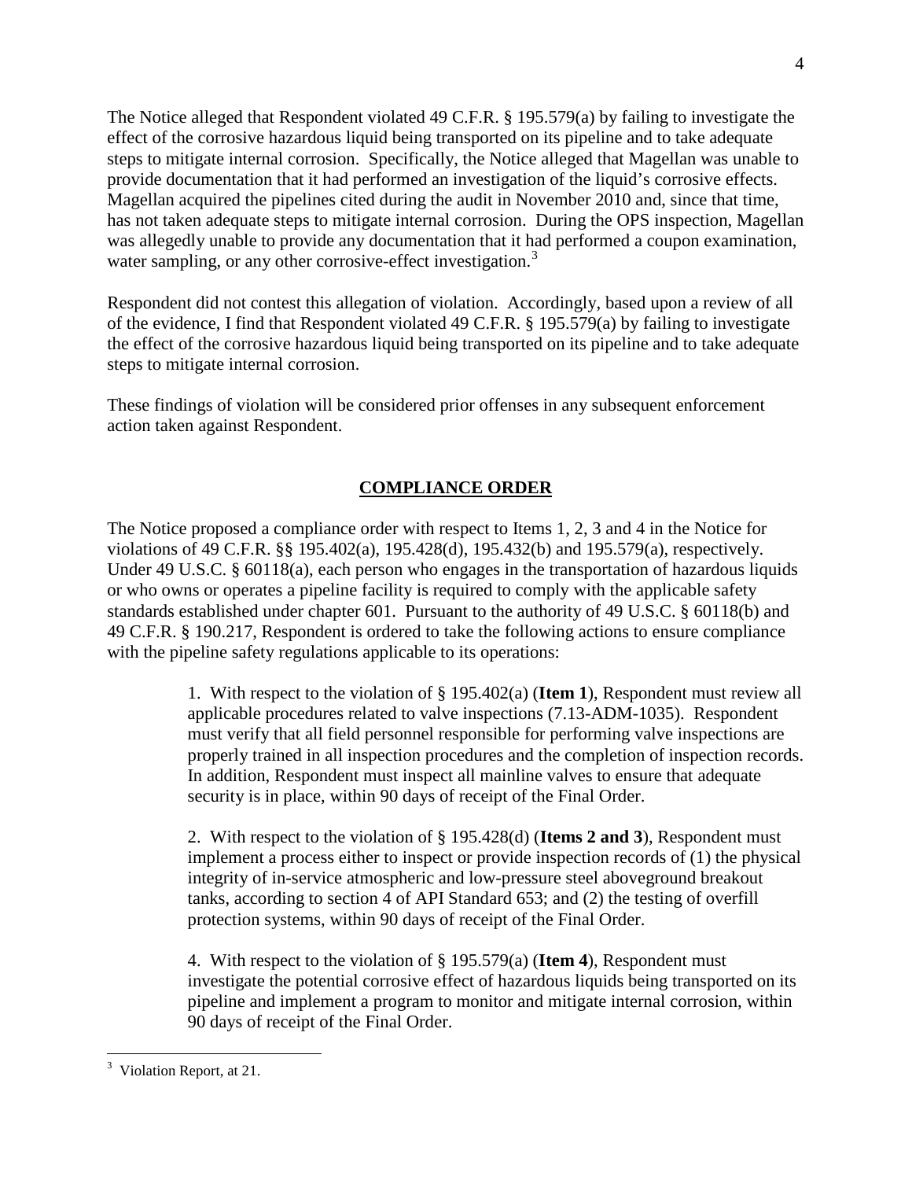The Notice alleged that Respondent violated 49 C.F.R. § 195.579(a) by failing to investigate the effect of the corrosive hazardous liquid being transported on its pipeline and to take adequate steps to mitigate internal corrosion. Specifically, the Notice alleged that Magellan was unable to provide documentation that it had performed an investigation of the liquid's corrosive effects. Magellan acquired the pipelines cited during the audit in November 2010 and, since that time, has not taken adequate steps to mitigate internal corrosion. During the OPS inspection, Magellan was allegedly unable to provide any documentation that it had performed a coupon examination, water sampling, or any other corrosive-effect investigation.[3]

Respondent did not contest this allegation of violation. Accordingly, based upon a review of all of the evidence, I find that Respondent violated 49 C.F.R. § 195.579(a) by failing to investigate the effect of the corrosive hazardous liquid being transported on its pipeline and to take adequate steps to mitigate internal corrosion.

These findings of violation will be considered prior offenses in any subsequent enforcement action taken against Respondent.

## COMPLIANCE ORDER

The Notice proposed a compliance order with respect to Items 1, 2, 3 and 4 in the Notice for violations of 49 C.F.R. §§ 195.402(a), 195.428(d), 195.432(b) and 195.579(a), respectively. Under 49 U.S.C. § 60118(a), each person who engages in the transportation of hazardous liquids or who owns or operates a pipeline facility is required to comply with the applicable safety standards established under chapter 601. Pursuant to the authority of 49 U.S.C. § 60118(b) and 49 C.F.R. § 190.217, Respondent is ordered to take the following actions to ensure compliance with the pipeline safety regulations applicable to its operations:

> 1. With respect to the violation of § 195.402(a) (**Item 1**), Respondent must review all applicable procedures related to valve inspections (7.13-ADM-1035). Respondent must verify that all field personnel responsible for performing valve inspections are properly trained in all inspection procedures and the completion of inspection records. In addition, Respondent must inspect all mainline valves to ensure that adequate security is in place, within 90 days of receipt of the Final Order.
>
> 2. With respect to the violation of § 195.428(d) (**Items 2 and 3**), Respondent must implement a process either to inspect or provide inspection records of (1) the physical integrity of in-service atmospheric and low-pressure steel aboveground breakout tanks, according to section 4 of API Standard 653; and (2) the testing of overfill protection systems, within 90 days of receipt of the Final Order.
>
> 4. With respect to the violation of § 195.579(a) (**Item 4**), Respondent must investigate the potential corrosive effect of hazardous liquids being transported on its pipeline and implement a program to monitor and mitigate internal corrosion, within 90 days of receipt of the Final Order.

---

[3] Violation Report, at 21.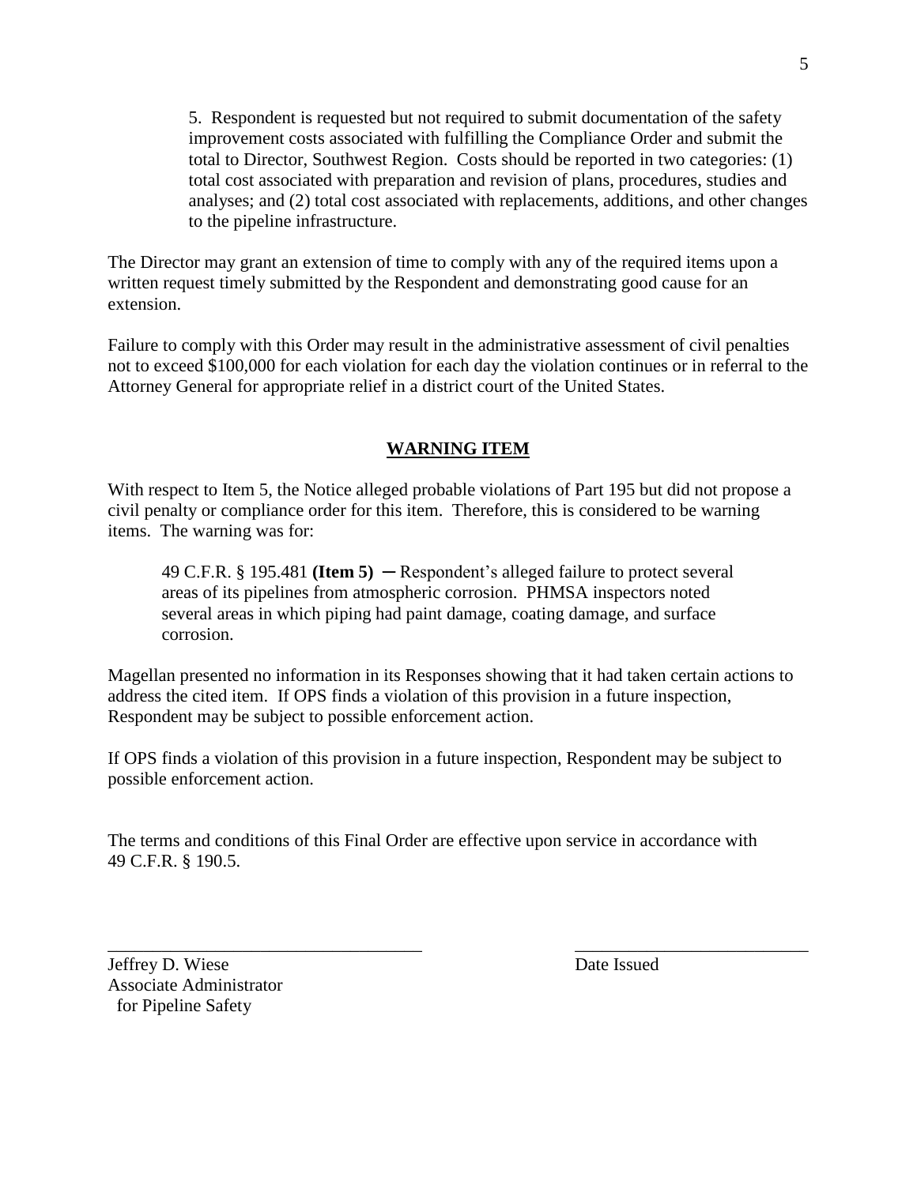5. Respondent is requested but not required to submit documentation of the safety improvement costs associated with fulfilling the Compliance Order and submit the total to Director, Southwest Region. Costs should be reported in two categories: (1) total cost associated with preparation and revision of plans, procedures, studies and analyses; and (2) total cost associated with replacements, additions, and other changes to the pipeline infrastructure.

The Director may grant an extension of time to comply with any of the required items upon a written request timely submitted by the Respondent and demonstrating good cause for an extension.

Failure to comply with this Order may result in the administrative assessment of civil penalties not to exceed $100,000 for each violation for each day the violation continues or in referral to the Attorney General for appropriate relief in a district court of the United States.

## WARNING ITEM

With respect to Item 5, the Notice alleged probable violations of Part 195 but did not propose a civil penalty or compliance order for this item. Therefore, this is considered to be warning items. The warning was for:

> 49 C.F.R. § 195.481 **(Item 5)** ─ Respondent's alleged failure to protect several areas of its pipelines from atmospheric corrosion. PHMSA inspectors noted several areas in which piping had paint damage, coating damage, and surface corrosion.

Magellan presented no information in its Responses showing that it had taken certain actions to address the cited item. If OPS finds a violation of this provision in a future inspection, Respondent may be subject to possible enforcement action.

If OPS finds a violation of this provision in a future inspection, Respondent may be subject to possible enforcement action.

The terms and conditions of this Final Order are effective upon service in accordance with 49 C.F.R. § 190.5.

\_\_\_\_\_\_\_\_\_\_\_\_\_\_\_\_\_\_\_\_\_\_\_\_\_\_\_\_\_\_\_\_\_\_\_ \_\_\_\_\_\_\_\_\_\_\_\_\_\_\_\_\_\_\_\_\_\_\_\_\_\_

Jeffrey D. Wiese
Associate Administrator
for Pipeline Safety

Date Issued